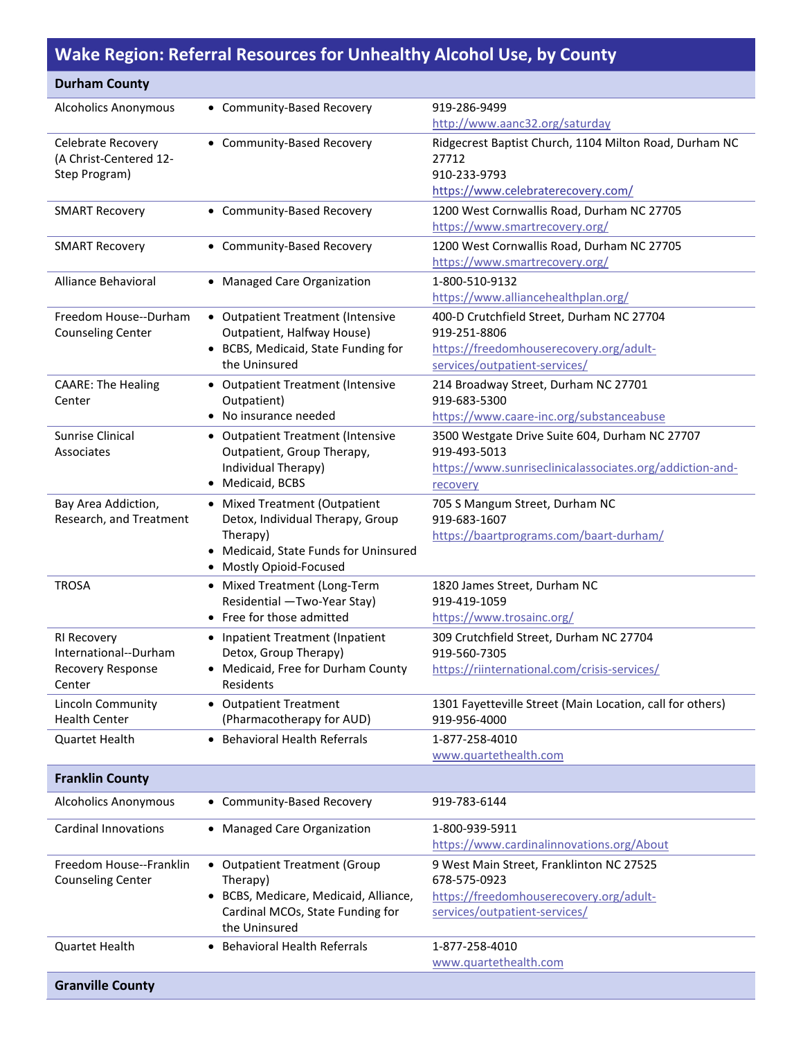# Wake Region: Referral Resources for Unhealthy Alcohol Use, by County

| **Durham County** | | |
|---|---|---|
| Alcoholics Anonymous | • Community-Based Recovery | 919-286-9499<br>http://www.aanc32.org/saturday |
| Celebrate Recovery (A Christ-Centered 12-Step Program) | • Community-Based Recovery | Ridgecrest Baptist Church, 1104 Milton Road, Durham NC 27712<br>910-233-9793<br>https://www.celebraterecovery.com/ |
| SMART Recovery | • Community-Based Recovery | 1200 West Cornwallis Road, Durham NC 27705<br>https://www.smartrecovery.org/ |
| SMART Recovery | • Community-Based Recovery | 1200 West Cornwallis Road, Durham NC 27705<br>https://www.smartrecovery.org/ |
| Alliance Behavioral | • Managed Care Organization | 1-800-510-9132<br>https://www.alliancehealthplan.org/ |
| Freedom House--Durham Counseling Center | • Outpatient Treatment (Intensive Outpatient, Halfway House)<br>• BCBS, Medicaid, State Funding for the Uninsured | 400-D Crutchfield Street, Durham NC 27704<br>919-251-8806<br>https://freedomhouserecovery.org/adult-services/outpatient-services/ |
| CAARE: The Healing Center | • Outpatient Treatment (Intensive Outpatient)<br>• No insurance needed | 214 Broadway Street, Durham NC 27701<br>919-683-5300<br>https://www.caare-inc.org/substanceabuse |
| Sunrise Clinical Associates | • Outpatient Treatment (Intensive Outpatient, Group Therapy, Individual Therapy)<br>• Medicaid, BCBS | 3500 Westgate Drive Suite 604, Durham NC 27707<br>919-493-5013<br>https://www.sunriseclinicalassociates.org/addiction-and-recovery |
| Bay Area Addiction, Research, and Treatment | • Mixed Treatment (Outpatient Detox, Individual Therapy, Group Therapy)<br>• Medicaid, State Funds for Uninsured<br>• Mostly Opioid-Focused | 705 S Mangum Street, Durham NC<br>919-683-1607<br>https://baartprograms.com/baart-durham/ |
| TROSA | • Mixed Treatment (Long-Term Residential —Two-Year Stay)<br>• Free for those admitted | 1820 James Street, Durham NC<br>919-419-1059<br>https://www.trosainc.org/ |
| RI Recovery International--Durham Recovery Response Center | • Inpatient Treatment (Inpatient Detox, Group Therapy)<br>• Medicaid, Free for Durham County Residents | 309 Crutchfield Street, Durham NC 27704<br>919-560-7305<br>https://riinternational.com/crisis-services/ |
| Lincoln Community Health Center | • Outpatient Treatment (Pharmacotherapy for AUD) | 1301 Fayetteville Street (Main Location, call for others)<br>919-956-4000 |
| Quartet Health | • Behavioral Health Referrals | 1-877-258-4010<br>www.quartethealth.com |
| **Franklin County** | | |
| Alcoholics Anonymous | • Community-Based Recovery | 919-783-6144 |
| Cardinal Innovations | • Managed Care Organization | 1-800-939-5911<br>https://www.cardinalinnovations.org/About |
| Freedom House--Franklin Counseling Center | • Outpatient Treatment (Group Therapy)<br>• BCBS, Medicare, Medicaid, Alliance, Cardinal MCOs, State Funding for the Uninsured | 9 West Main Street, Franklinton NC 27525<br>678-575-0923<br>https://freedomhouserecovery.org/adult-services/outpatient-services/ |
| Quartet Health | • Behavioral Health Referrals | 1-877-258-4010<br>www.quartethealth.com |
| **Granville County** | | |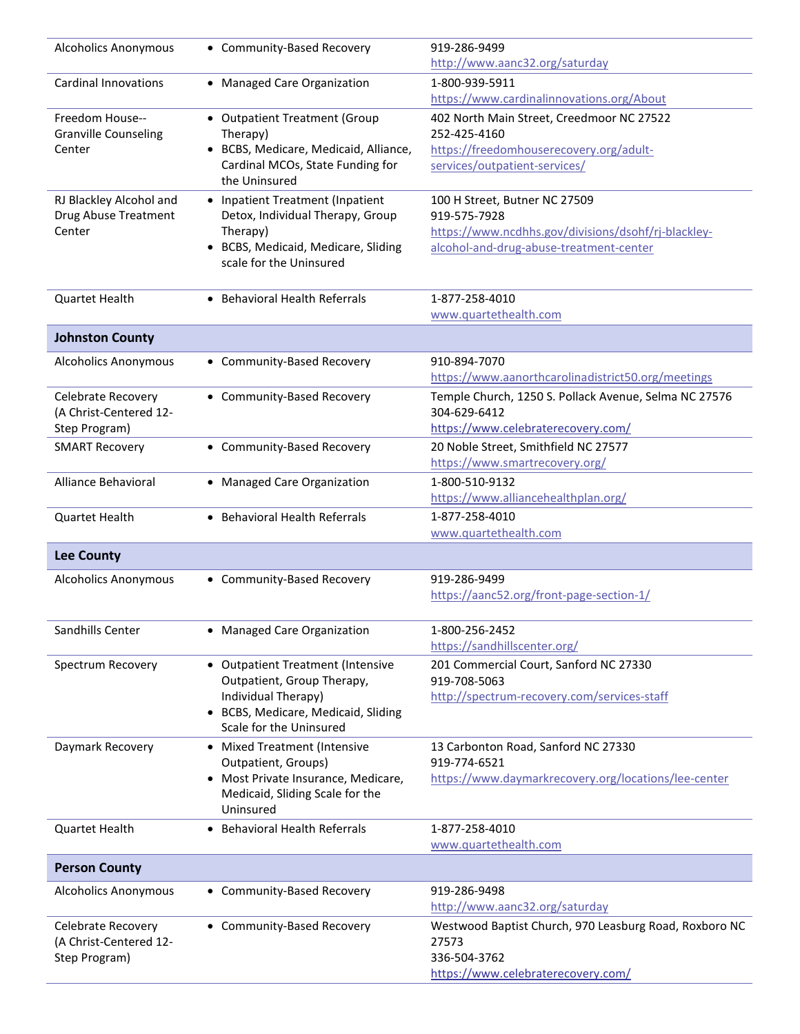| | | |
|---|---|---|
| Alcoholics Anonymous | • Community-Based Recovery | 919-286-9499<br>http://www.aanc32.org/saturday |
| Cardinal Innovations | • Managed Care Organization | 1-800-939-5911<br>https://www.cardinalinnovations.org/About |
| Freedom House--Granville Counseling Center | • Outpatient Treatment (Group Therapy)<br>• BCBS, Medicare, Medicaid, Alliance, Cardinal MCOs, State Funding for the Uninsured | 402 North Main Street, Creedmoor NC 27522<br>252-425-4160<br>https://freedomhouserecovery.org/adult-services/outpatient-services/ |
| RJ Blackley Alcohol and Drug Abuse Treatment Center | • Inpatient Treatment (Inpatient Detox, Individual Therapy, Group Therapy)<br>• BCBS, Medicaid, Medicare, Sliding scale for the Uninsured | 100 H Street, Butner NC 27509<br>919-575-7928<br>https://www.ncdhhs.gov/divisions/dsohf/rj-blackley-alcohol-and-drug-abuse-treatment-center |
| Quartet Health | • Behavioral Health Referrals | 1-877-258-4010<br>www.quartethealth.com |
| **Johnston County** | | |
| Alcoholics Anonymous | • Community-Based Recovery | 910-894-7070<br>https://www.aanorthcarolinadistrict50.org/meetings |
| Celebrate Recovery (A Christ-Centered 12-Step Program) | • Community-Based Recovery | Temple Church, 1250 S. Pollack Avenue, Selma NC 27576<br>304-629-6412<br>https://www.celebraterecovery.com/ |
| SMART Recovery | • Community-Based Recovery | 20 Noble Street, Smithfield NC 27577<br>https://www.smartrecovery.org/ |
| Alliance Behavioral | • Managed Care Organization | 1-800-510-9132<br>https://www.alliancehealthplan.org/ |
| Quartet Health | • Behavioral Health Referrals | 1-877-258-4010<br>www.quartethealth.com |
| **Lee County** | | |
| Alcoholics Anonymous | • Community-Based Recovery | 919-286-9499<br>https://aanc52.org/front-page-section-1/ |
| Sandhills Center | • Managed Care Organization | 1-800-256-2452<br>https://sandhillscenter.org/ |
| Spectrum Recovery | • Outpatient Treatment (Intensive Outpatient, Group Therapy, Individual Therapy)<br>• BCBS, Medicare, Medicaid, Sliding Scale for the Uninsured | 201 Commercial Court, Sanford NC 27330<br>919-708-5063<br>http://spectrum-recovery.com/services-staff |
| Daymark Recovery | • Mixed Treatment (Intensive Outpatient, Groups)<br>• Most Private Insurance, Medicare, Medicaid, Sliding Scale for the Uninsured | 13 Carbonton Road, Sanford NC 27330<br>919-774-6521<br>https://www.daymarkrecovery.org/locations/lee-center |
| Quartet Health | • Behavioral Health Referrals | 1-877-258-4010<br>www.quartethealth.com |
| **Person County** | | |
| Alcoholics Anonymous | • Community-Based Recovery | 919-286-9498<br>http://www.aanc32.org/saturday |
| Celebrate Recovery (A Christ-Centered 12-Step Program) | • Community-Based Recovery | Westwood Baptist Church, 970 Leasburg Road, Roxboro NC 27573<br>336-504-3762<br>https://www.celebraterecovery.com/ |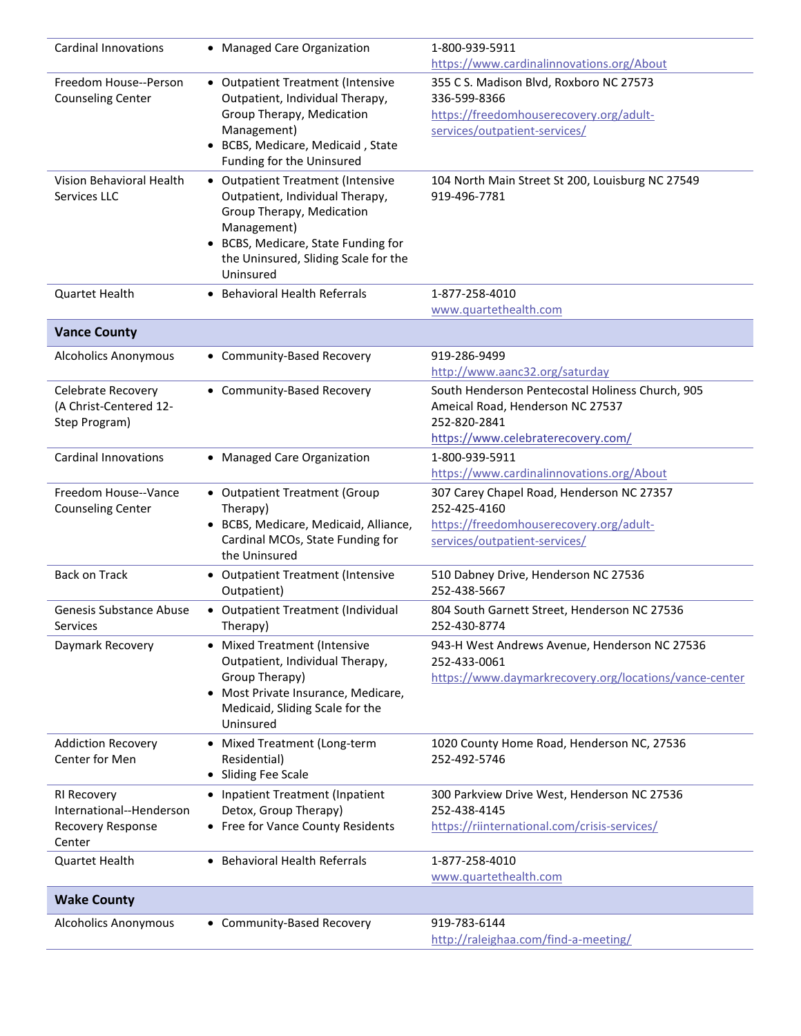| | | |
|---|---|---|
| Cardinal Innovations | • Managed Care Organization | 1-800-939-5911<br>https://www.cardinalinnovations.org/About |
| Freedom House--Person Counseling Center | • Outpatient Treatment (Intensive Outpatient, Individual Therapy, Group Therapy, Medication Management)<br>• BCBS, Medicare, Medicaid , State Funding for the Uninsured | 355 C S. Madison Blvd, Roxboro NC 27573<br>336-599-8366<br>https://freedomhouserecovery.org/adult-services/outpatient-services/ |
| Vision Behavioral Health Services LLC | • Outpatient Treatment (Intensive Outpatient, Individual Therapy, Group Therapy, Medication Management)<br>• BCBS, Medicare, State Funding for the Uninsured, Sliding Scale for the Uninsured | 104 North Main Street St 200, Louisburg NC 27549<br>919-496-7781 |
| Quartet Health | • Behavioral Health Referrals | 1-877-258-4010<br>www.quartethealth.com |
| **Vance County** | | |
| Alcoholics Anonymous | • Community-Based Recovery | 919-286-9499<br>http://www.aanc32.org/saturday |
| Celebrate Recovery (A Christ-Centered 12-Step Program) | • Community-Based Recovery | South Henderson Pentecostal Holiness Church, 905 Ameical Road, Henderson NC 27537<br>252-820-2841<br>https://www.celebraterecovery.com/ |
| Cardinal Innovations | • Managed Care Organization | 1-800-939-5911<br>https://www.cardinalinnovations.org/About |
| Freedom House--Vance Counseling Center | • Outpatient Treatment (Group Therapy)<br>• BCBS, Medicare, Medicaid, Alliance, Cardinal MCOs, State Funding for the Uninsured | 307 Carey Chapel Road, Henderson NC 27357<br>252-425-4160<br>https://freedomhouserecovery.org/adult-services/outpatient-services/ |
| Back on Track | • Outpatient Treatment (Intensive Outpatient) | 510 Dabney Drive, Henderson NC 27536<br>252-438-5667 |
| Genesis Substance Abuse Services | • Outpatient Treatment (Individual Therapy) | 804 South Garnett Street, Henderson NC 27536<br>252-430-8774 |
| Daymark Recovery | • Mixed Treatment (Intensive Outpatient, Individual Therapy, Group Therapy)<br>• Most Private Insurance, Medicare, Medicaid, Sliding Scale for the Uninsured | 943-H West Andrews Avenue, Henderson NC 27536<br>252-433-0061<br>https://www.daymarkrecovery.org/locations/vance-center |
| Addiction Recovery Center for Men | • Mixed Treatment (Long-term Residential)<br>• Sliding Fee Scale | 1020 County Home Road, Henderson NC, 27536<br>252-492-5746 |
| RI Recovery International--Henderson Recovery Response Center | • Inpatient Treatment (Inpatient Detox, Group Therapy)<br>• Free for Vance County Residents | 300 Parkview Drive West, Henderson NC 27536<br>252-438-4145<br>https://riinternational.com/crisis-services/ |
| Quartet Health | • Behavioral Health Referrals | 1-877-258-4010<br>www.quartethealth.com |
| **Wake County** | | |
| Alcoholics Anonymous | • Community-Based Recovery | 919-783-6144<br>http://raleighaa.com/find-a-meeting/ |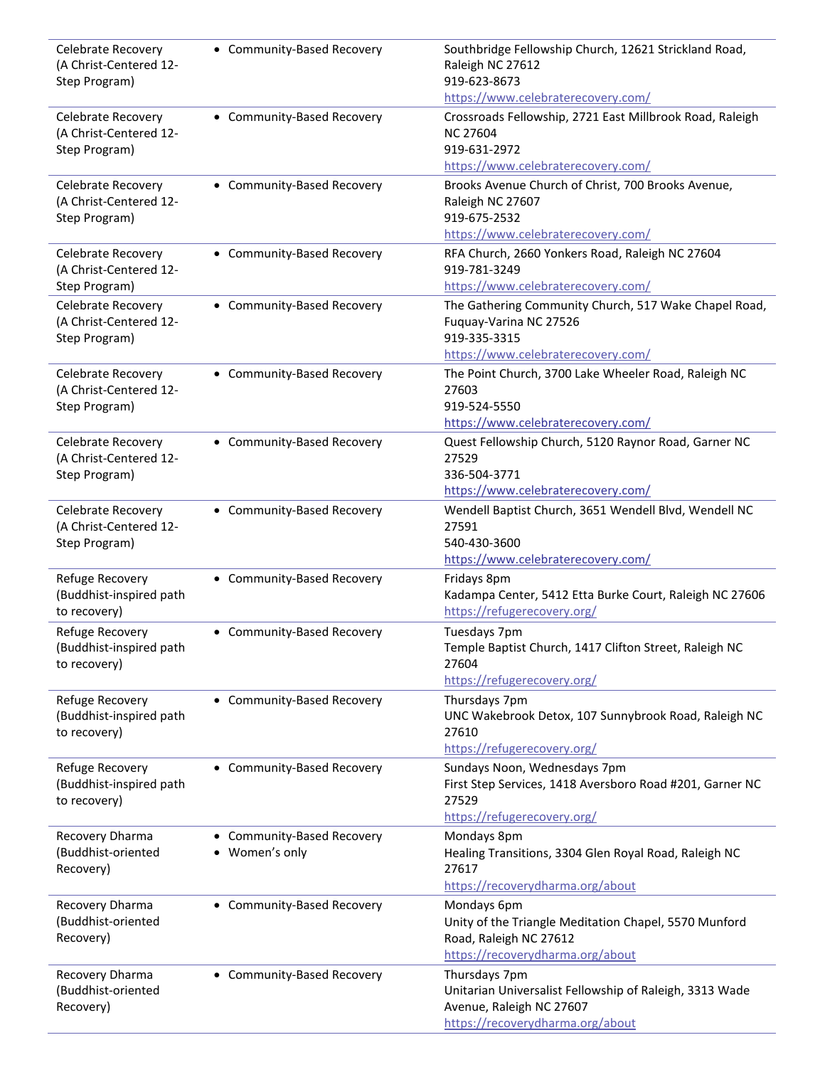| | | |
|---|---|---|
| Celebrate Recovery (A Christ-Centered 12-Step Program) | • Community-Based Recovery | Southbridge Fellowship Church, 12621 Strickland Road, Raleigh NC 27612<br>919-623-8673<br>https://www.celebraterecovery.com/ |
| Celebrate Recovery (A Christ-Centered 12-Step Program) | • Community-Based Recovery | Crossroads Fellowship, 2721 East Millbrook Road, Raleigh NC 27604<br>919-631-2972<br>https://www.celebraterecovery.com/ |
| Celebrate Recovery (A Christ-Centered 12-Step Program) | • Community-Based Recovery | Brooks Avenue Church of Christ, 700 Brooks Avenue, Raleigh NC 27607<br>919-675-2532<br>https://www.celebraterecovery.com/ |
| Celebrate Recovery (A Christ-Centered 12-Step Program) | • Community-Based Recovery | RFA Church, 2660 Yonkers Road, Raleigh NC 27604<br>919-781-3249<br>https://www.celebraterecovery.com/ |
| Celebrate Recovery (A Christ-Centered 12-Step Program) | • Community-Based Recovery | The Gathering Community Church, 517 Wake Chapel Road, Fuquay-Varina NC 27526<br>919-335-3315<br>https://www.celebraterecovery.com/ |
| Celebrate Recovery (A Christ-Centered 12-Step Program) | • Community-Based Recovery | The Point Church, 3700 Lake Wheeler Road, Raleigh NC 27603<br>919-524-5550<br>https://www.celebraterecovery.com/ |
| Celebrate Recovery (A Christ-Centered 12-Step Program) | • Community-Based Recovery | Quest Fellowship Church, 5120 Raynor Road, Garner NC 27529<br>336-504-3771<br>https://www.celebraterecovery.com/ |
| Celebrate Recovery (A Christ-Centered 12-Step Program) | • Community-Based Recovery | Wendell Baptist Church, 3651 Wendell Blvd, Wendell NC 27591<br>540-430-3600<br>https://www.celebraterecovery.com/ |
| Refuge Recovery (Buddhist-inspired path to recovery) | • Community-Based Recovery | Fridays 8pm<br>Kadampa Center, 5412 Etta Burke Court, Raleigh NC 27606<br>https://refugerecovery.org/ |
| Refuge Recovery (Buddhist-inspired path to recovery) | • Community-Based Recovery | Tuesdays 7pm<br>Temple Baptist Church, 1417 Clifton Street, Raleigh NC 27604<br>https://refugerecovery.org/ |
| Refuge Recovery (Buddhist-inspired path to recovery) | • Community-Based Recovery | Thursdays 7pm<br>UNC Wakebrook Detox, 107 Sunnybrook Road, Raleigh NC 27610<br>https://refugerecovery.org/ |
| Refuge Recovery (Buddhist-inspired path to recovery) | • Community-Based Recovery | Sundays Noon, Wednesdays 7pm<br>First Step Services, 1418 Aversboro Road #201, Garner NC 27529<br>https://refugerecovery.org/ |
| Recovery Dharma (Buddhist-oriented Recovery) | • Community-Based Recovery<br>• Women's only | Mondays 8pm<br>Healing Transitions, 3304 Glen Royal Road, Raleigh NC 27617<br>https://recoverydharma.org/about |
| Recovery Dharma (Buddhist-oriented Recovery) | • Community-Based Recovery | Mondays 6pm<br>Unity of the Triangle Meditation Chapel, 5570 Munford Road, Raleigh NC 27612<br>https://recoverydharma.org/about |
| Recovery Dharma (Buddhist-oriented Recovery) | • Community-Based Recovery | Thursdays 7pm<br>Unitarian Universalist Fellowship of Raleigh, 3313 Wade Avenue, Raleigh NC 27607<br>https://recoverydharma.org/about |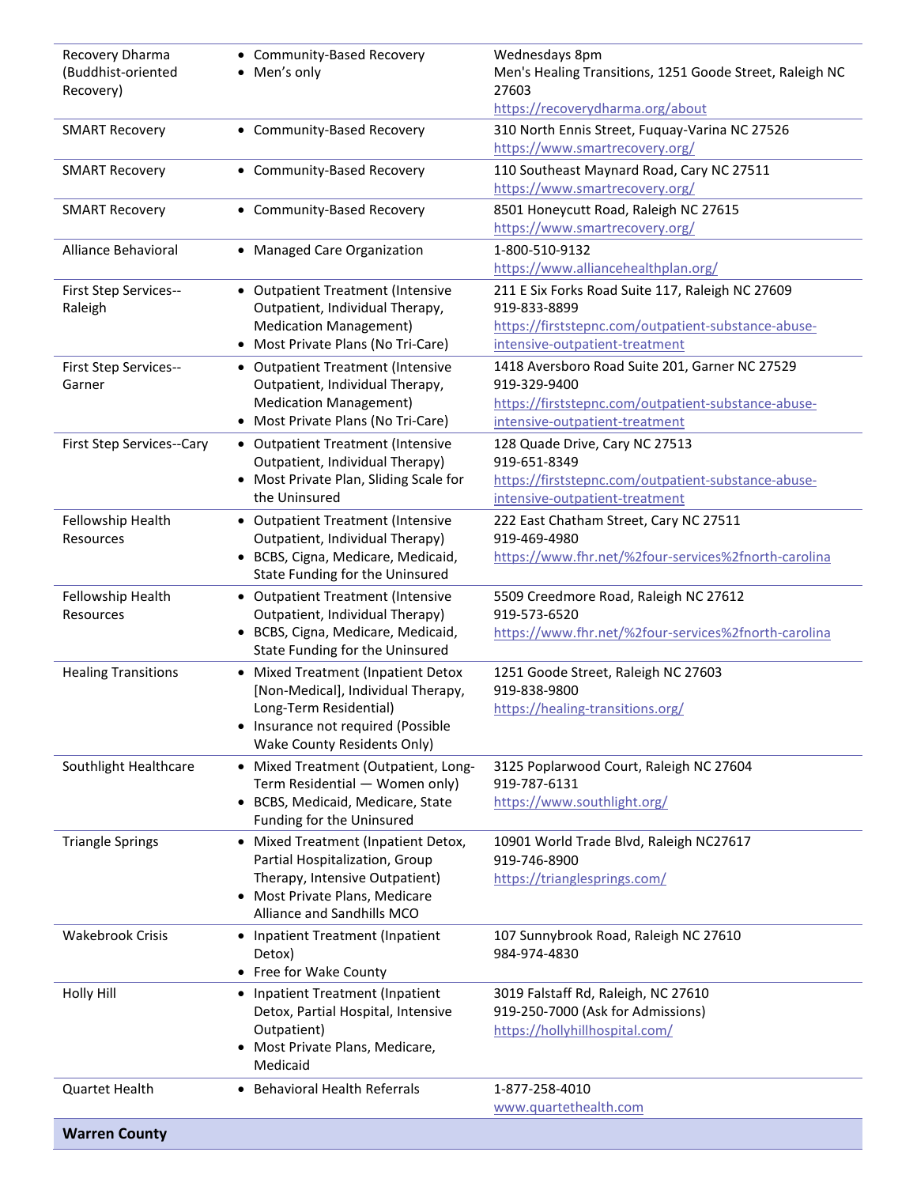| | | |
|---|---|---|
| Recovery Dharma (Buddhist-oriented Recovery) | • Community-Based Recovery<br>• Men's only | Wednesdays 8pm<br>Men's Healing Transitions, 1251 Goode Street, Raleigh NC 27603<br>https://recoverydharma.org/about |
| SMART Recovery | • Community-Based Recovery | 310 North Ennis Street, Fuquay-Varina NC 27526<br>https://www.smartrecovery.org/ |
| SMART Recovery | • Community-Based Recovery | 110 Southeast Maynard Road, Cary NC 27511<br>https://www.smartrecovery.org/ |
| SMART Recovery | • Community-Based Recovery | 8501 Honeycutt Road, Raleigh NC 27615<br>https://www.smartrecovery.org/ |
| Alliance Behavioral | • Managed Care Organization | 1-800-510-9132<br>https://www.alliancehealthplan.org/ |
| First Step Services--Raleigh | • Outpatient Treatment (Intensive Outpatient, Individual Therapy, Medication Management)<br>• Most Private Plans (No Tri-Care) | 211 E Six Forks Road Suite 117, Raleigh NC 27609<br>919-833-8899<br>https://firststepnc.com/outpatient-substance-abuse-intensive-outpatient-treatment |
| First Step Services--Garner | • Outpatient Treatment (Intensive Outpatient, Individual Therapy, Medication Management)<br>• Most Private Plans (No Tri-Care) | 1418 Aversboro Road Suite 201, Garner NC 27529<br>919-329-9400<br>https://firststepnc.com/outpatient-substance-abuse-intensive-outpatient-treatment |
| First Step Services--Cary | • Outpatient Treatment (Intensive Outpatient, Individual Therapy)<br>• Most Private Plan, Sliding Scale for the Uninsured | 128 Quade Drive, Cary NC 27513<br>919-651-8349<br>https://firststepnc.com/outpatient-substance-abuse-intensive-outpatient-treatment |
| Fellowship Health Resources | • Outpatient Treatment (Intensive Outpatient, Individual Therapy)<br>• BCBS, Cigna, Medicare, Medicaid, State Funding for the Uninsured | 222 East Chatham Street, Cary NC 27511<br>919-469-4980<br>https://www.fhr.net/%2four-services%2fnorth-carolina |
| Fellowship Health Resources | • Outpatient Treatment (Intensive Outpatient, Individual Therapy)<br>• BCBS, Cigna, Medicare, Medicaid, State Funding for the Uninsured | 5509 Creedmore Road, Raleigh NC 27612<br>919-573-6520<br>https://www.fhr.net/%2four-services%2fnorth-carolina |
| Healing Transitions | • Mixed Treatment (Inpatient Detox [Non-Medical], Individual Therapy, Long-Term Residential)<br>• Insurance not required (Possible Wake County Residents Only) | 1251 Goode Street, Raleigh NC 27603<br>919-838-9800<br>https://healing-transitions.org/ |
| Southlight Healthcare | • Mixed Treatment (Outpatient, Long-Term Residential — Women only)<br>• BCBS, Medicaid, Medicare, State Funding for the Uninsured | 3125 Poplarwood Court, Raleigh NC 27604<br>919-787-6131<br>https://www.southlight.org/ |
| Triangle Springs | • Mixed Treatment (Inpatient Detox, Partial Hospitalization, Group Therapy, Intensive Outpatient)<br>• Most Private Plans, Medicare Alliance and Sandhills MCO | 10901 World Trade Blvd, Raleigh NC27617<br>919-746-8900<br>https://trianglesprings.com/ |
| Wakebrook Crisis | • Inpatient Treatment (Inpatient Detox)<br>• Free for Wake County | 107 Sunnybrook Road, Raleigh NC 27610<br>984-974-4830 |
| Holly Hill | • Inpatient Treatment (Inpatient Detox, Partial Hospital, Intensive Outpatient)<br>• Most Private Plans, Medicare, Medicaid | 3019 Falstaff Rd, Raleigh, NC 27610<br>919-250-7000 (Ask for Admissions)<br>https://hollyhillhospital.com/ |
| Quartet Health | • Behavioral Health Referrals | 1-877-258-4010<br>www.quartethealth.com |
| **Warren County** | | |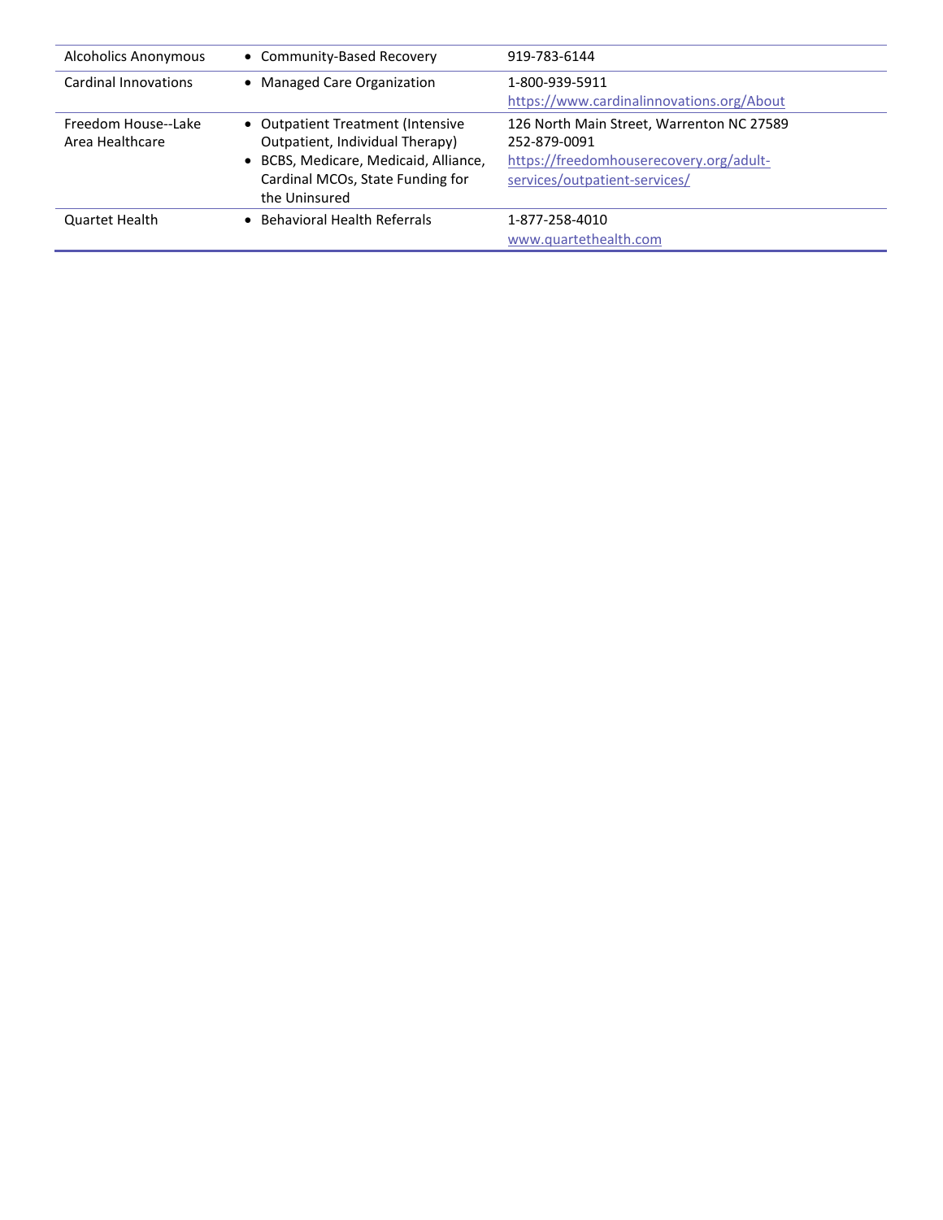| | | |
|---|---|---|
| Alcoholics Anonymous | • Community-Based Recovery | 919-783-6144 |
| Cardinal Innovations | • Managed Care Organization | 1-800-939-5911<br>https://www.cardinalinnovations.org/About |
| Freedom House--Lake Area Healthcare | • Outpatient Treatment (Intensive Outpatient, Individual Therapy)<br>• BCBS, Medicare, Medicaid, Alliance, Cardinal MCOs, State Funding for the Uninsured | 126 North Main Street, Warrenton NC 27589<br>252-879-0091<br>https://freedomhouserecovery.org/adult-services/outpatient-services/ |
| Quartet Health | • Behavioral Health Referrals | 1-877-258-4010<br>www.quartethealth.com |